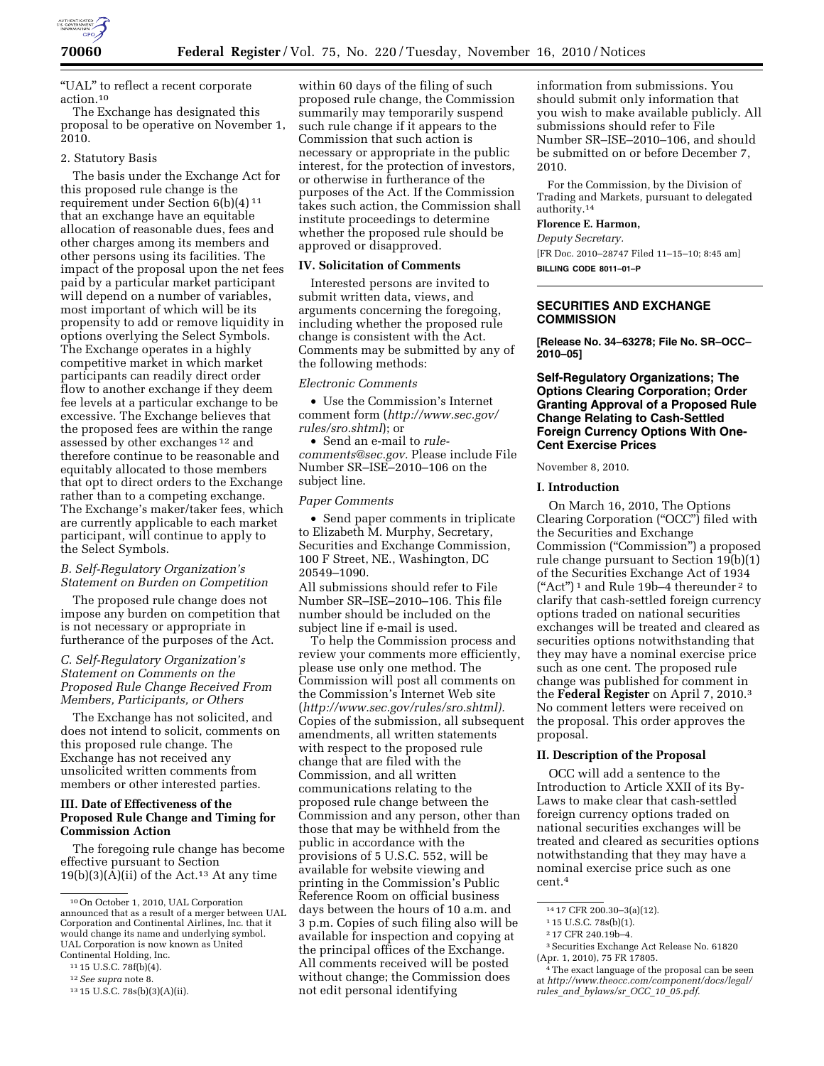"UAL" to reflect a recent corporate action.[10]

The Exchange has designated this proposal to be operative on November 1, 2010.

2. Statutory Basis

The basis under the Exchange Act for this proposed rule change is the requirement under Section 6(b)(4) [11] that an exchange have an equitable allocation of reasonable dues, fees and other charges among its members and other persons using its facilities. The impact of the proposal upon the net fees paid by a particular market participant will depend on a number of variables, most important of which will be its propensity to add or remove liquidity in options overlying the Select Symbols. The Exchange operates in a highly competitive market in which market participants can readily direct order flow to another exchange if they deem fee levels at a particular exchange to be excessive. The Exchange believes that the proposed fees are within the range assessed by other exchanges [12] and therefore continue to be reasonable and equitably allocated to those members that opt to direct orders to the Exchange rather than to a competing exchange. The Exchange's maker/taker fees, which are currently applicable to each market participant, will continue to apply to the Select Symbols.

*B. Self-Regulatory Organization's Statement on Burden on Competition*

The proposed rule change does not impose any burden on competition that is not necessary or appropriate in furtherance of the purposes of the Act.

*C. Self-Regulatory Organization's Statement on Comments on the Proposed Rule Change Received From Members, Participants, or Others*

The Exchange has not solicited, and does not intend to solicit, comments on this proposed rule change. The Exchange has not received any unsolicited written comments from members or other interested parties.

### III. Date of Effectiveness of the Proposed Rule Change and Timing for Commission Action

The foregoing rule change has become effective pursuant to Section 19(b)(3)(A)(ii) of the Act.[13] At any time within 60 days of the filing of such proposed rule change, the Commission summarily may temporarily suspend such rule change if it appears to the Commission that such action is necessary or appropriate in the public interest, for the protection of investors, or otherwise in furtherance of the purposes of the Act. If the Commission takes such action, the Commission shall institute proceedings to determine whether the proposed rule should be approved or disapproved.

### IV. Solicitation of Comments

Interested persons are invited to submit written data, views, and arguments concerning the foregoing, including whether the proposed rule change is consistent with the Act. Comments may be submitted by any of the following methods:

*Electronic Comments*

- Use the Commission's Internet comment form (*http://www.sec.gov/rules/sro.shtml*); or
- Send an e-mail to *rule-comments@sec.gov*. Please include File Number SR–ISE–2010–106 on the subject line.

*Paper Comments*

- Send paper comments in triplicate to Elizabeth M. Murphy, Secretary, Securities and Exchange Commission, 100 F Street, NE., Washington, DC 20549–1090.

All submissions should refer to File Number SR–ISE–2010–106. This file number should be included on the subject line if e-mail is used.

To help the Commission process and review your comments more efficiently, please use only one method. The Commission will post all comments on the Commission's Internet Web site (*http://www.sec.gov/rules/sro.shtml).* Copies of the submission, all subsequent amendments, all written statements with respect to the proposed rule change that are filed with the Commission, and all written communications relating to the proposed rule change between the Commission and any person, other than those that may be withheld from the public in accordance with the provisions of 5 U.S.C. 552, will be available for website viewing and printing in the Commission's Public Reference Room on official business days between the hours of 10 a.m. and 3 p.m. Copies of such filing also will be available for inspection and copying at the principal offices of the Exchange. All comments received will be posted without change; the Commission does not edit personal identifying information from submissions. You should submit only information that you wish to make available publicly. All submissions should refer to File Number SR–ISE–2010–106, and should be submitted on or before December 7, 2010.

For the Commission, by the Division of Trading and Markets, pursuant to delegated authority.[14]

**Florence E. Harmon,**

*Deputy Secretary.*

[FR Doc. 2010–28747 Filed 11–15–10; 8:45 am]

**BILLING CODE 8011–01–P**

---

## SECURITIES AND EXCHANGE COMMISSION

**[Release No. 34–63278; File No. SR–OCC–2010–05]**

## Self-Regulatory Organizations; The Options Clearing Corporation; Order Granting Approval of a Proposed Rule Change Relating to Cash-Settled Foreign Currency Options With One-Cent Exercise Prices

November 8, 2010.

### I. Introduction

On March 16, 2010, The Options Clearing Corporation ("OCC") filed with the Securities and Exchange Commission ("Commission") a proposed rule change pursuant to Section 19(b)(1) of the Securities Exchange Act of 1934 ("Act") [1] and Rule 19b–4 thereunder [2] to clarify that cash-settled foreign currency options traded on national securities exchanges will be treated and cleared as securities options notwithstanding that they may have a nominal exercise price such as one cent. The proposed rule change was published for comment in the **Federal Register** on April 7, 2010.[3] No comment letters were received on the proposal. This order approves the proposal.

### II. Description of the Proposal

OCC will add a sentence to the Introduction to Article XXII of its By-Laws to make clear that cash-settled foreign currency options traded on national securities exchanges will be treated and cleared as securities options notwithstanding that they may have a nominal exercise price such as one cent.[4]

---

[10] On October 1, 2010, UAL Corporation announced that as a result of a merger between UAL Corporation and Continental Airlines, Inc. that it would change its name and underlying symbol. UAL Corporation is now known as United Continental Holding, Inc.

[11] 15 U.S.C. 78f(b)(4).

[12] *See supra* note 8.

[13] 15 U.S.C. 78s(b)(3)(A)(ii).

[14] 17 CFR 200.30–3(a)(12).

[1] 15 U.S.C. 78s(b)(1).

[2] 17 CFR 240.19b–4.

[3] Securities Exchange Act Release No. 61820 (Apr. 1, 2010), 75 FR 17805.

[4] The exact language of the proposal can be seen at *http://www.theocc.com/component/docs/legal/rules_and_bylaws/sr_OCC_10_05.pdf*.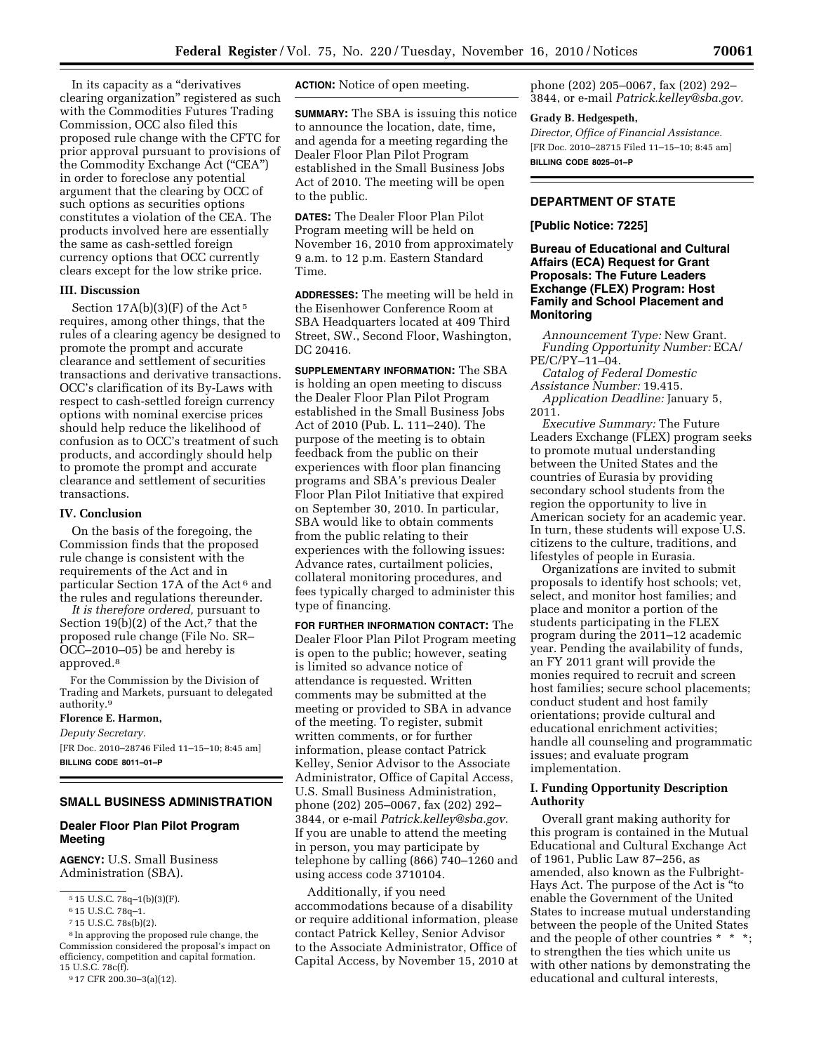In its capacity as a "derivatives clearing organization" registered as such with the Commodities Futures Trading Commission, OCC also filed this proposed rule change with the CFTC for prior approval pursuant to provisions of the Commodity Exchange Act ("CEA") in order to foreclose any potential argument that the clearing by OCC of such options as securities options constitutes a violation of the CEA. The products involved here are essentially the same as cash-settled foreign currency options that OCC currently clears except for the low strike price.

### III. Discussion

Section 17A(b)(3)(F) of the Act [5] requires, among other things, that the rules of a clearing agency be designed to promote the prompt and accurate clearance and settlement of securities transactions and derivative transactions. OCC's clarification of its By-Laws with respect to cash-settled foreign currency options with nominal exercise prices should help reduce the likelihood of confusion as to OCC's treatment of such products, and accordingly should help to promote the prompt and accurate clearance and settlement of securities transactions.

### IV. Conclusion

On the basis of the foregoing, the Commission finds that the proposed rule change is consistent with the requirements of the Act and in particular Section 17A of the Act [6] and the rules and regulations thereunder.

*It is therefore ordered,* pursuant to Section 19(b)(2) of the Act,[7] that the proposed rule change (File No. SR–OCC–2010–05) be and hereby is approved.[8]

For the Commission by the Division of Trading and Markets, pursuant to delegated authority.[9]

**Florence E. Harmon,**

*Deputy Secretary.*

[FR Doc. 2010–28746 Filed 11–15–10; 8:45 am]

**BILLING CODE 8011–01–P**

[5] 15 U.S.C. 78q–1(b)(3)(F).

[6] 15 U.S.C. 78q–1.

[7] 15 U.S.C. 78s(b)(2).

[8] In approving the proposed rule change, the Commission considered the proposal's impact on efficiency, competition and capital formation. 15 U.S.C. 78c(f).

[9] 17 CFR 200.30–3(a)(12).

## SMALL BUSINESS ADMINISTRATION

### Dealer Floor Plan Pilot Program Meeting

**AGENCY:** U.S. Small Business Administration (SBA).

**ACTION:** Notice of open meeting.

**SUMMARY:** The SBA is issuing this notice to announce the location, date, time, and agenda for a meeting regarding the Dealer Floor Plan Pilot Program established in the Small Business Jobs Act of 2010. The meeting will be open to the public.

**DATES:** The Dealer Floor Plan Pilot Program meeting will be held on November 16, 2010 from approximately 9 a.m. to 12 p.m. Eastern Standard Time.

**ADDRESSES:** The meeting will be held in the Eisenhower Conference Room at SBA Headquarters located at 409 Third Street, SW., Second Floor, Washington, DC 20416.

**SUPPLEMENTARY INFORMATION:** The SBA is holding an open meeting to discuss the Dealer Floor Plan Pilot Program established in the Small Business Jobs Act of 2010 (Pub. L. 111–240). The purpose of the meeting is to obtain feedback from the public on their experiences with floor plan financing programs and SBA's previous Dealer Floor Plan Pilot Initiative that expired on September 30, 2010. In particular, SBA would like to obtain comments from the public relating to their experiences with the following issues: Advance rates, curtailment policies, collateral monitoring procedures, and fees typically charged to administer this type of financing.

**FOR FURTHER INFORMATION CONTACT:** The Dealer Floor Plan Pilot Program meeting is open to the public; however, seating is limited so advance notice of attendance is requested. Written comments may be submitted at the meeting or provided to SBA in advance of the meeting. To register, submit written comments, or for further information, please contact Patrick Kelley, Senior Advisor to the Associate Administrator, Office of Capital Access, U.S. Small Business Administration, phone (202) 205–0067, fax (202) 292–3844, or e-mail *Patrick.kelley@sba.gov.* If you are unable to attend the meeting in person, you may participate by telephone by calling (866) 740–1260 and using access code 3710104.

Additionally, if you need accommodations because of a disability or require additional information, please contact Patrick Kelley, Senior Advisor to the Associate Administrator, Office of Capital Access, by November 15, 2010 at phone (202) 205–0067, fax (202) 292–3844, or e-mail *Patrick.kelley@sba.gov.*

**Grady B. Hedgespeth,**

*Director, Office of Financial Assistance.*

[FR Doc. 2010–28715 Filed 11–15–10; 8:45 am]

**BILLING CODE 8025–01–P**

## DEPARTMENT OF STATE

**[Public Notice: 7225]**

### Bureau of Educational and Cultural Affairs (ECA) Request for Grant Proposals: The Future Leaders Exchange (FLEX) Program: Host Family and School Placement and Monitoring

*Announcement Type:* New Grant.

*Funding Opportunity Number:* ECA/PE/C/PY–11–04.

*Catalog of Federal Domestic Assistance Number:* 19.415.

*Application Deadline:* January 5, 2011.

*Executive Summary:* The Future Leaders Exchange (FLEX) program seeks to promote mutual understanding between the United States and the countries of Eurasia by providing secondary school students from the region the opportunity to live in American society for an academic year. In turn, these students will expose U.S. citizens to the culture, traditions, and lifestyles of people in Eurasia.

Organizations are invited to submit proposals to identify host schools; vet, select, and monitor host families; and place and monitor a portion of the students participating in the FLEX program during the 2011–12 academic year. Pending the availability of funds, an FY 2011 grant will provide the monies required to recruit and screen host families; secure school placements; conduct student and host family orientations; provide cultural and educational enrichment activities; handle all counseling and programmatic issues; and evaluate program implementation.

### I. Funding Opportunity Description Authority

Overall grant making authority for this program is contained in the Mutual Educational and Cultural Exchange Act of 1961, Public Law 87–256, as amended, also known as the Fulbright-Hays Act. The purpose of the Act is "to enable the Government of the United States to increase mutual understanding between the people of the United States and the people of other countries * * *; to strengthen the ties which unite us with other nations by demonstrating the educational and cultural interests,